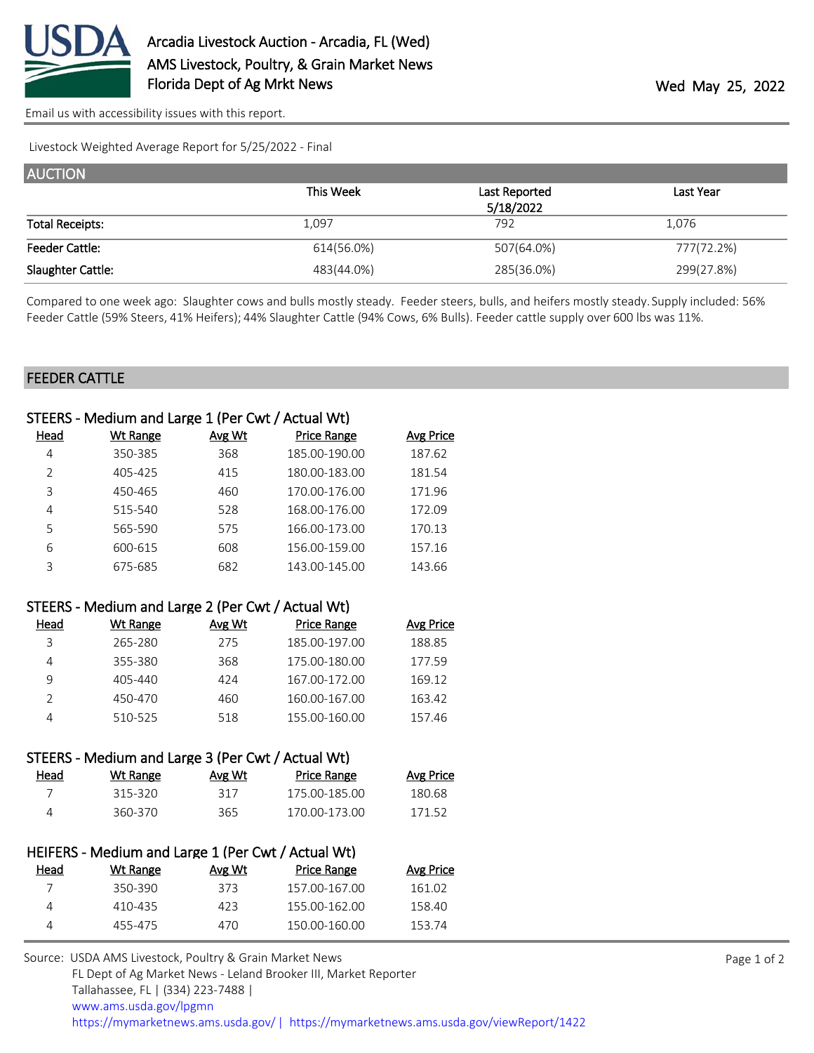# Arcadia Livestock Auction - Arcadia, FL (Wed)

## AMS Livestock, Poultry, & Grain Market News

## Florida Dept of Ag Mrkt News

Wed May 25, 2022

Email us with accessibility issues with this report.

Livestock Weighted Average Report for 5/25/2022 - Final

## AUCTION

| | This Week | Last Reported 5/18/2022 | Last Year |
|---|---|---|---|
| Total Receipts: | 1,097 | 792 | 1,076 |
| Feeder Cattle: | 614(56.0%) | 507(64.0%) | 777(72.2%) |
| Slaughter Cattle: | 483(44.0%) | 285(36.0%) | 299(27.8%) |

Compared to one week ago: Slaughter cows and bulls mostly steady. Feeder steers, bulls, and heifers mostly steady. Supply included: 56% Feeder Cattle (59% Steers, 41% Heifers); 44% Slaughter Cattle (94% Cows, 6% Bulls). Feeder cattle supply over 600 lbs was 11%.

## FEEDER CATTLE

### STEERS - Medium and Large 1 (Per Cwt / Actual Wt)

| Head | Wt Range | Avg Wt | Price Range | Avg Price |
|---|---|---|---|---|
| 4 | 350-385 | 368 | 185.00-190.00 | 187.62 |
| 2 | 405-425 | 415 | 180.00-183.00 | 181.54 |
| 3 | 450-465 | 460 | 170.00-176.00 | 171.96 |
| 4 | 515-540 | 528 | 168.00-176.00 | 172.09 |
| 5 | 565-590 | 575 | 166.00-173.00 | 170.13 |
| 6 | 600-615 | 608 | 156.00-159.00 | 157.16 |
| 3 | 675-685 | 682 | 143.00-145.00 | 143.66 |

### STEERS - Medium and Large 2 (Per Cwt / Actual Wt)

| Head | Wt Range | Avg Wt | Price Range | Avg Price |
|---|---|---|---|---|
| 3 | 265-280 | 275 | 185.00-197.00 | 188.85 |
| 4 | 355-380 | 368 | 175.00-180.00 | 177.59 |
| 9 | 405-440 | 424 | 167.00-172.00 | 169.12 |
| 2 | 450-470 | 460 | 160.00-167.00 | 163.42 |
| 4 | 510-525 | 518 | 155.00-160.00 | 157.46 |

### STEERS - Medium and Large 3 (Per Cwt / Actual Wt)

| Head | Wt Range | Avg Wt | Price Range | Avg Price |
|---|---|---|---|---|
| 7 | 315-320 | 317 | 175.00-185.00 | 180.68 |
| 4 | 360-370 | 365 | 170.00-173.00 | 171.52 |

### HEIFERS - Medium and Large 1 (Per Cwt / Actual Wt)

| Head | Wt Range | Avg Wt | Price Range | Avg Price |
|---|---|---|---|---|
| 7 | 350-390 | 373 | 157.00-167.00 | 161.02 |
| 4 | 410-435 | 423 | 155.00-162.00 | 158.40 |
| 4 | 455-475 | 470 | 150.00-160.00 | 153.74 |

Source: USDA AMS Livestock, Poultry & Grain Market News
FL Dept of Ag Market News - Leland Brooker III, Market Reporter
Tallahassee, FL | (334) 223-7488 |
www.ams.usda.gov/lpgmn
https://mymarketnews.ams.usda.gov/ | https://mymarketnews.ams.usda.gov/viewReport/1422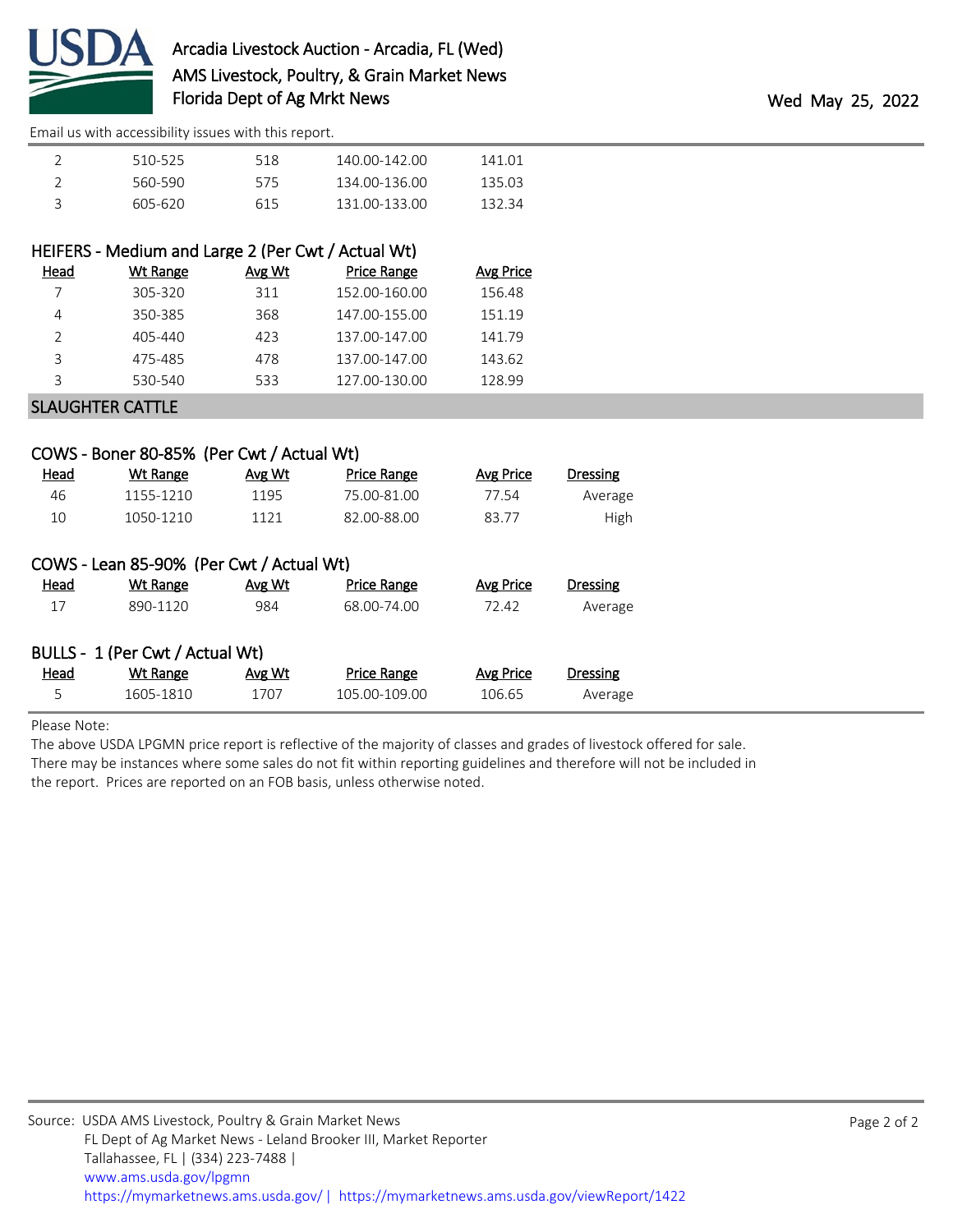| Head | Wt Range | Avg Wt | Price Range | Avg Price |
|---|---|---|---|---|
| 2 | 510-525 | 518 | 140.00-142.00 | 141.01 |
| 2 | 560-590 | 575 | 134.00-136.00 | 135.03 |
| 3 | 605-620 | 615 | 131.00-133.00 | 132.34 |

### HEIFERS - Medium and Large 2 (Per Cwt / Actual Wt)

| Head | Wt Range | Avg Wt | Price Range | Avg Price |
|---|---|---|---|---|
| 7 | 305-320 | 311 | 152.00-160.00 | 156.48 |
| 4 | 350-385 | 368 | 147.00-155.00 | 151.19 |
| 2 | 405-440 | 423 | 137.00-147.00 | 141.79 |
| 3 | 475-485 | 478 | 137.00-147.00 | 143.62 |
| 3 | 530-540 | 533 | 127.00-130.00 | 128.99 |

## SLAUGHTER CATTLE

### COWS - Boner 80-85% (Per Cwt / Actual Wt)

| Head | Wt Range | Avg Wt | Price Range | Avg Price | Dressing |
|---|---|---|---|---|---|
| 46 | 1155-1210 | 1195 | 75.00-81.00 | 77.54 | Average |
| 10 | 1050-1210 | 1121 | 82.00-88.00 | 83.77 | High |

### COWS - Lean 85-90% (Per Cwt / Actual Wt)

| Head | Wt Range | Avg Wt | Price Range | Avg Price | Dressing |
|---|---|---|---|---|---|
| 17 | 890-1120 | 984 | 68.00-74.00 | 72.42 | Average |

### BULLS - 1 (Per Cwt / Actual Wt)

| Head | Wt Range | Avg Wt | Price Range | Avg Price | Dressing |
|---|---|---|---|---|---|
| 5 | 1605-1810 | 1707 | 105.00-109.00 | 106.65 | Average |

Please Note:
The above USDA LPGMN price report is reflective of the majority of classes and grades of livestock offered for sale. There may be instances where some sales do not fit within reporting guidelines and therefore will not be included in the report. Prices are reported on an FOB basis, unless otherwise noted.

Source: USDA AMS Livestock, Poultry & Grain Market News
FL Dept of Ag Market News - Leland Brooker III, Market Reporter
Tallahassee, FL | (334) 223-7488 |
www.ams.usda.gov/lpgmn
https://mymarketnews.ams.usda.gov/ | https://mymarketnews.ams.usda.gov/viewReport/1422